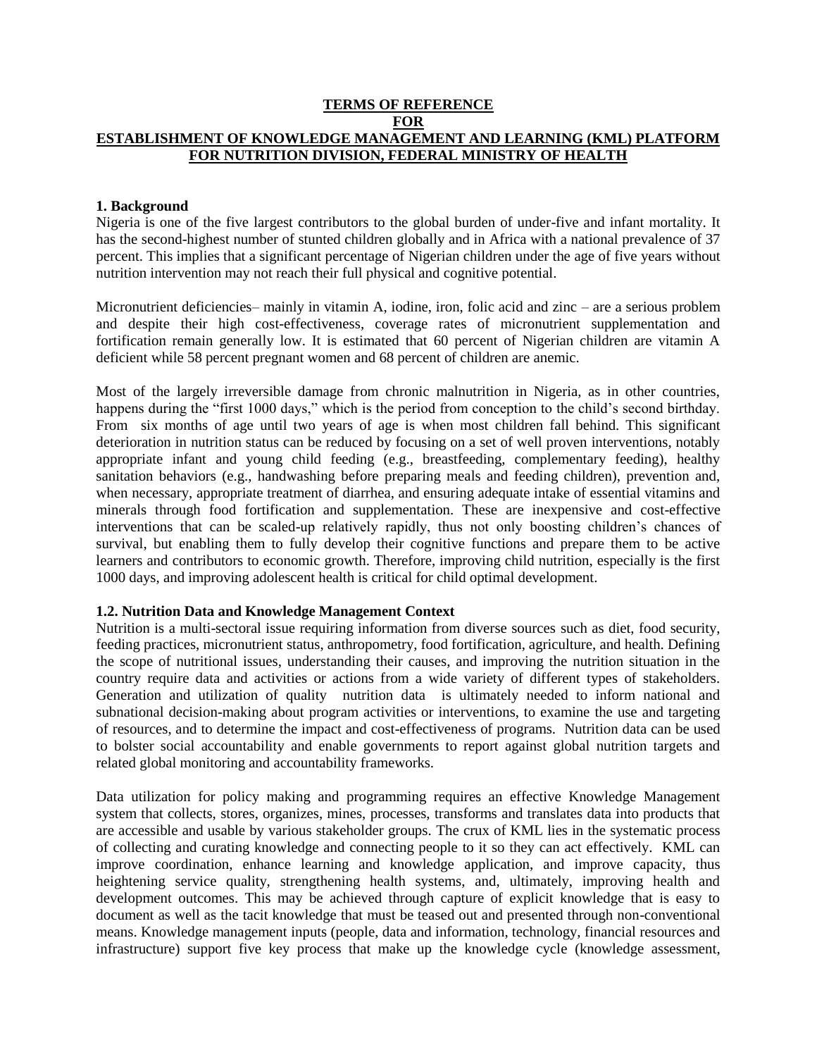# TERMS OF REFERENCE FOR ESTABLISHMENT OF KNOWLEDGE MANAGEMENT AND LEARNING (KML) PLATFORM FOR NUTRITION DIVISION, FEDERAL MINISTRY OF HEALTH

## 1. Background

Nigeria is one of the five largest contributors to the global burden of under-five and infant mortality. It has the second-highest number of stunted children globally and in Africa with a national prevalence of 37 percent. This implies that a significant percentage of Nigerian children under the age of five years without nutrition intervention may not reach their full physical and cognitive potential.

Micronutrient deficiencies– mainly in vitamin A, iodine, iron, folic acid and zinc – are a serious problem and despite their high cost-effectiveness, coverage rates of micronutrient supplementation and fortification remain generally low. It is estimated that 60 percent of Nigerian children are vitamin A deficient while 58 percent pregnant women and 68 percent of children are anemic.

Most of the largely irreversible damage from chronic malnutrition in Nigeria, as in other countries, happens during the "first 1000 days," which is the period from conception to the child's second birthday. From six months of age until two years of age is when most children fall behind. This significant deterioration in nutrition status can be reduced by focusing on a set of well proven interventions, notably appropriate infant and young child feeding (e.g., breastfeeding, complementary feeding), healthy sanitation behaviors (e.g., handwashing before preparing meals and feeding children), prevention and, when necessary, appropriate treatment of diarrhea, and ensuring adequate intake of essential vitamins and minerals through food fortification and supplementation. These are inexpensive and cost-effective interventions that can be scaled-up relatively rapidly, thus not only boosting children's chances of survival, but enabling them to fully develop their cognitive functions and prepare them to be active learners and contributors to economic growth. Therefore, improving child nutrition, especially is the first 1000 days, and improving adolescent health is critical for child optimal development.

### 1.2. Nutrition Data and Knowledge Management Context

Nutrition is a multi-sectoral issue requiring information from diverse sources such as diet, food security, feeding practices, micronutrient status, anthropometry, food fortification, agriculture, and health. Defining the scope of nutritional issues, understanding their causes, and improving the nutrition situation in the country require data and activities or actions from a wide variety of different types of stakeholders. Generation and utilization of quality nutrition data is ultimately needed to inform national and subnational decision-making about program activities or interventions, to examine the use and targeting of resources, and to determine the impact and cost-effectiveness of programs. Nutrition data can be used to bolster social accountability and enable governments to report against global nutrition targets and related global monitoring and accountability frameworks.

Data utilization for policy making and programming requires an effective Knowledge Management system that collects, stores, organizes, mines, processes, transforms and translates data into products that are accessible and usable by various stakeholder groups. The crux of KML lies in the systematic process of collecting and curating knowledge and connecting people to it so they can act effectively. KML can improve coordination, enhance learning and knowledge application, and improve capacity, thus heightening service quality, strengthening health systems, and, ultimately, improving health and development outcomes. This may be achieved through capture of explicit knowledge that is easy to document as well as the tacit knowledge that must be teased out and presented through non-conventional means. Knowledge management inputs (people, data and information, technology, financial resources and infrastructure) support five key process that make up the knowledge cycle (knowledge assessment,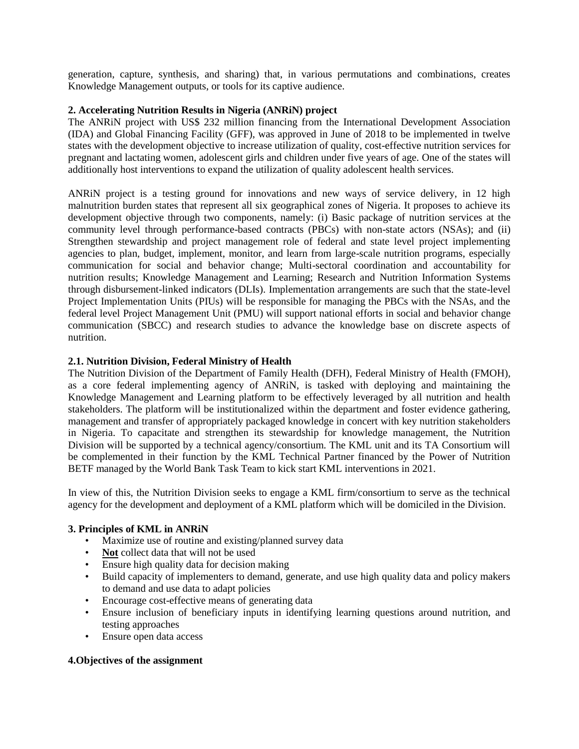generation, capture, synthesis, and sharing) that, in various permutations and combinations, creates Knowledge Management outputs, or tools for its captive audience.

**2. Accelerating Nutrition Results in Nigeria (ANRiN) project**

The ANRiN project with US$ 232 million financing from the International Development Association (IDA) and Global Financing Facility (GFF), was approved in June of 2018 to be implemented in twelve states with the development objective to increase utilization of quality, cost-effective nutrition services for pregnant and lactating women, adolescent girls and children under five years of age. One of the states will additionally host interventions to expand the utilization of quality adolescent health services.

ANRiN project is a testing ground for innovations and new ways of service delivery, in 12 high malnutrition burden states that represent all six geographical zones of Nigeria. It proposes to achieve its development objective through two components, namely: (i) Basic package of nutrition services at the community level through performance-based contracts (PBCs) with non-state actors (NSAs); and (ii) Strengthen stewardship and project management role of federal and state level project implementing agencies to plan, budget, implement, monitor, and learn from large-scale nutrition programs, especially communication for social and behavior change; Multi-sectoral coordination and accountability for nutrition results; Knowledge Management and Learning; Research and Nutrition Information Systems through disbursement-linked indicators (DLIs). Implementation arrangements are such that the state-level Project Implementation Units (PIUs) will be responsible for managing the PBCs with the NSAs, and the federal level Project Management Unit (PMU) will support national efforts in social and behavior change communication (SBCC) and research studies to advance the knowledge base on discrete aspects of nutrition.

**2.1. Nutrition Division, Federal Ministry of Health**

The Nutrition Division of the Department of Family Health (DFH), Federal Ministry of Health (FMOH), as a core federal implementing agency of ANRiN, is tasked with deploying and maintaining the Knowledge Management and Learning platform to be effectively leveraged by all nutrition and health stakeholders. The platform will be institutionalized within the department and foster evidence gathering, management and transfer of appropriately packaged knowledge in concert with key nutrition stakeholders in Nigeria. To capacitate and strengthen its stewardship for knowledge management, the Nutrition Division will be supported by a technical agency/consortium. The KML unit and its TA Consortium will be complemented in their function by the KML Technical Partner financed by the Power of Nutrition BETF managed by the World Bank Task Team to kick start KML interventions in 2021.

In view of this, the Nutrition Division seeks to engage a KML firm/consortium to serve as the technical agency for the development and deployment of a KML platform which will be domiciled in the Division.

**3. Principles of KML in ANRiN**

- Maximize use of routine and existing/planned survey data
- **Not** collect data that will not be used
- Ensure high quality data for decision making
- Build capacity of implementers to demand, generate, and use high quality data and policy makers to demand and use data to adapt policies
- Encourage cost-effective means of generating data
- Ensure inclusion of beneficiary inputs in identifying learning questions around nutrition, and testing approaches
- Ensure open data access

**4.Objectives of the assignment**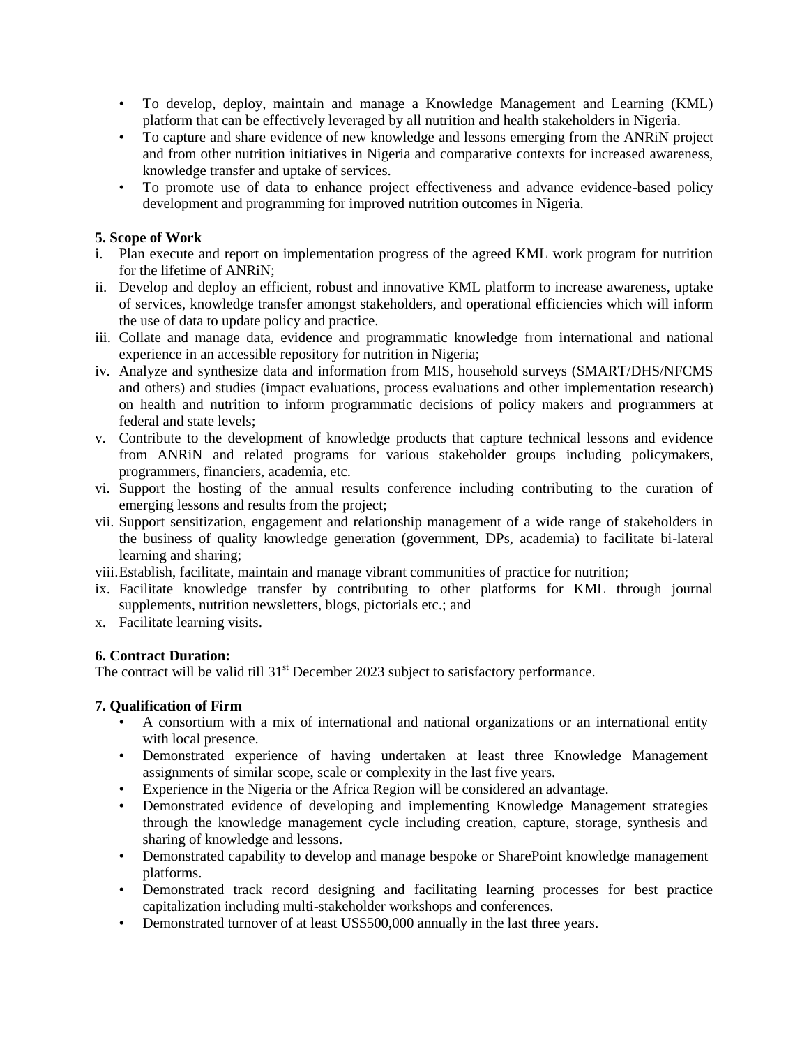- To develop, deploy, maintain and manage a Knowledge Management and Learning (KML) platform that can be effectively leveraged by all nutrition and health stakeholders in Nigeria.
- To capture and share evidence of new knowledge and lessons emerging from the ANRiN project and from other nutrition initiatives in Nigeria and comparative contexts for increased awareness, knowledge transfer and uptake of services.
- To promote use of data to enhance project effectiveness and advance evidence-based policy development and programming for improved nutrition outcomes in Nigeria.

**5. Scope of Work**

i. Plan execute and report on implementation progress of the agreed KML work program for nutrition for the lifetime of ANRiN;
ii. Develop and deploy an efficient, robust and innovative KML platform to increase awareness, uptake of services, knowledge transfer amongst stakeholders, and operational efficiencies which will inform the use of data to update policy and practice.
iii. Collate and manage data, evidence and programmatic knowledge from international and national experience in an accessible repository for nutrition in Nigeria;
iv. Analyze and synthesize data and information from MIS, household surveys (SMART/DHS/NFCMS and others) and studies (impact evaluations, process evaluations and other implementation research) on health and nutrition to inform programmatic decisions of policy makers and programmers at federal and state levels;
v. Contribute to the development of knowledge products that capture technical lessons and evidence from ANRiN and related programs for various stakeholder groups including policymakers, programmers, financiers, academia, etc.
vi. Support the hosting of the annual results conference including contributing to the curation of emerging lessons and results from the project;
vii. Support sensitization, engagement and relationship management of a wide range of stakeholders in the business of quality knowledge generation (government, DPs, academia) to facilitate bi-lateral learning and sharing;
viii. Establish, facilitate, maintain and manage vibrant communities of practice for nutrition;
ix. Facilitate knowledge transfer by contributing to other platforms for KML through journal supplements, nutrition newsletters, blogs, pictorials etc.; and
x. Facilitate learning visits.

**6. Contract Duration:**

The contract will be valid till 31st December 2023 subject to satisfactory performance.

**7. Qualification of Firm**

- A consortium with a mix of international and national organizations or an international entity with local presence.
- Demonstrated experience of having undertaken at least three Knowledge Management assignments of similar scope, scale or complexity in the last five years.
- Experience in the Nigeria or the Africa Region will be considered an advantage.
- Demonstrated evidence of developing and implementing Knowledge Management strategies through the knowledge management cycle including creation, capture, storage, synthesis and sharing of knowledge and lessons.
- Demonstrated capability to develop and manage bespoke or SharePoint knowledge management platforms.
- Demonstrated track record designing and facilitating learning processes for best practice capitalization including multi-stakeholder workshops and conferences.
- Demonstrated turnover of at least US$500,000 annually in the last three years.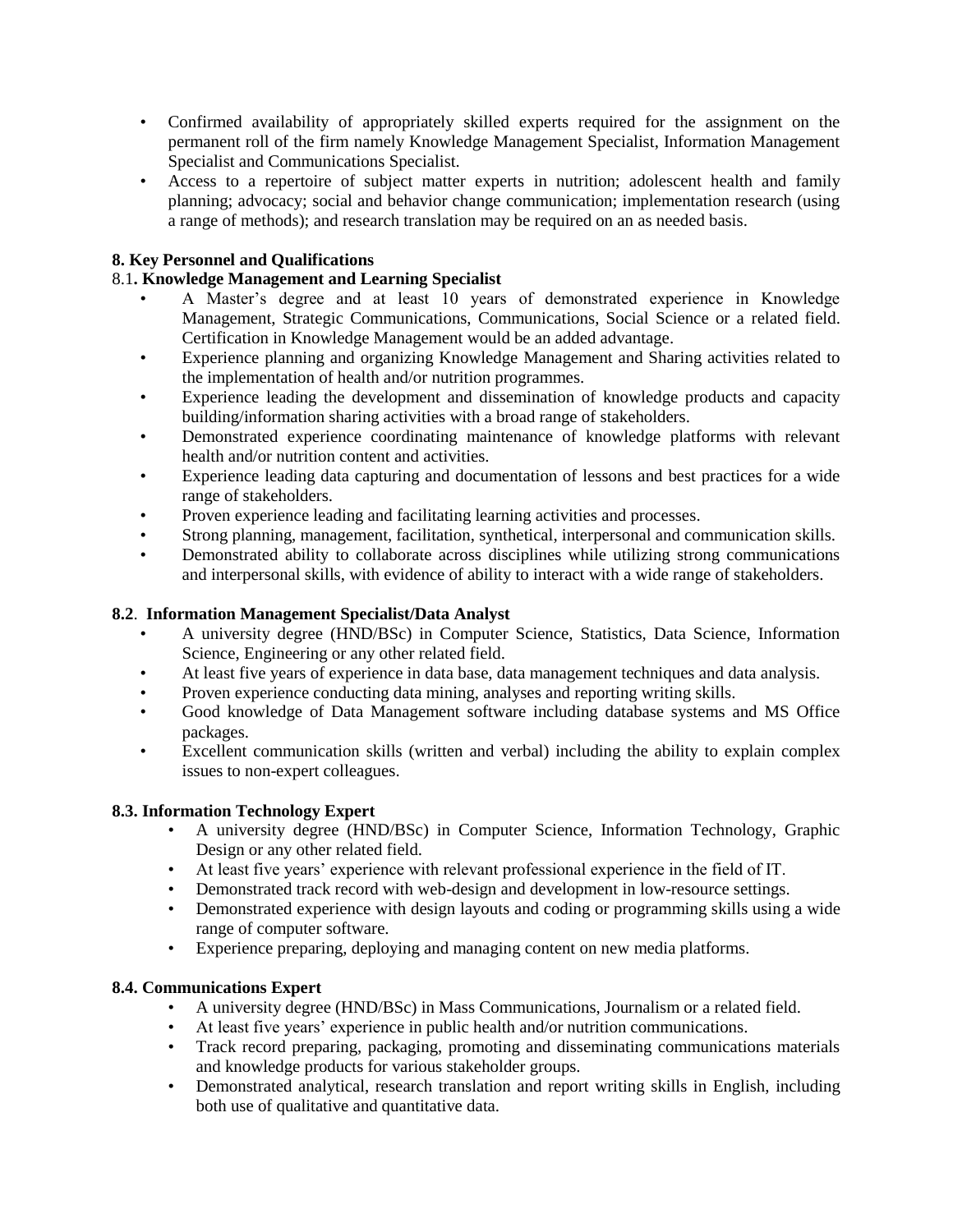- Confirmed availability of appropriately skilled experts required for the assignment on the permanent roll of the firm namely Knowledge Management Specialist, Information Management Specialist and Communications Specialist.
- Access to a repertoire of subject matter experts in nutrition; adolescent health and family planning; advocacy; social and behavior change communication; implementation research (using a range of methods); and research translation may be required on an as needed basis.

**8. Key Personnel and Qualifications**

8.1**. Knowledge Management and Learning Specialist**

- A Master's degree and at least 10 years of demonstrated experience in Knowledge Management, Strategic Communications, Communications, Social Science or a related field. Certification in Knowledge Management would be an added advantage.
- Experience planning and organizing Knowledge Management and Sharing activities related to the implementation of health and/or nutrition programmes.
- Experience leading the development and dissemination of knowledge products and capacity building/information sharing activities with a broad range of stakeholders.
- Demonstrated experience coordinating maintenance of knowledge platforms with relevant health and/or nutrition content and activities.
- Experience leading data capturing and documentation of lessons and best practices for a wide range of stakeholders.
- Proven experience leading and facilitating learning activities and processes.
- Strong planning, management, facilitation, synthetical, interpersonal and communication skills.
- Demonstrated ability to collaborate across disciplines while utilizing strong communications and interpersonal skills, with evidence of ability to interact with a wide range of stakeholders.

**8.2**. **Information Management Specialist/Data Analyst**

- A university degree (HND/BSc) in Computer Science, Statistics, Data Science, Information Science, Engineering or any other related field.
- At least five years of experience in data base, data management techniques and data analysis.
- Proven experience conducting data mining, analyses and reporting writing skills.
- Good knowledge of Data Management software including database systems and MS Office packages.
- Excellent communication skills (written and verbal) including the ability to explain complex issues to non-expert colleagues.

**8.3. Information Technology Expert**

- A university degree (HND/BSc) in Computer Science, Information Technology, Graphic Design or any other related field.
- At least five years' experience with relevant professional experience in the field of IT.
- Demonstrated track record with web-design and development in low-resource settings.
- Demonstrated experience with design layouts and coding or programming skills using a wide range of computer software.
- Experience preparing, deploying and managing content on new media platforms.

**8.4. Communications Expert**

- A university degree (HND/BSc) in Mass Communications, Journalism or a related field.
- At least five years' experience in public health and/or nutrition communications.
- Track record preparing, packaging, promoting and disseminating communications materials and knowledge products for various stakeholder groups.
- Demonstrated analytical, research translation and report writing skills in English, including both use of qualitative and quantitative data.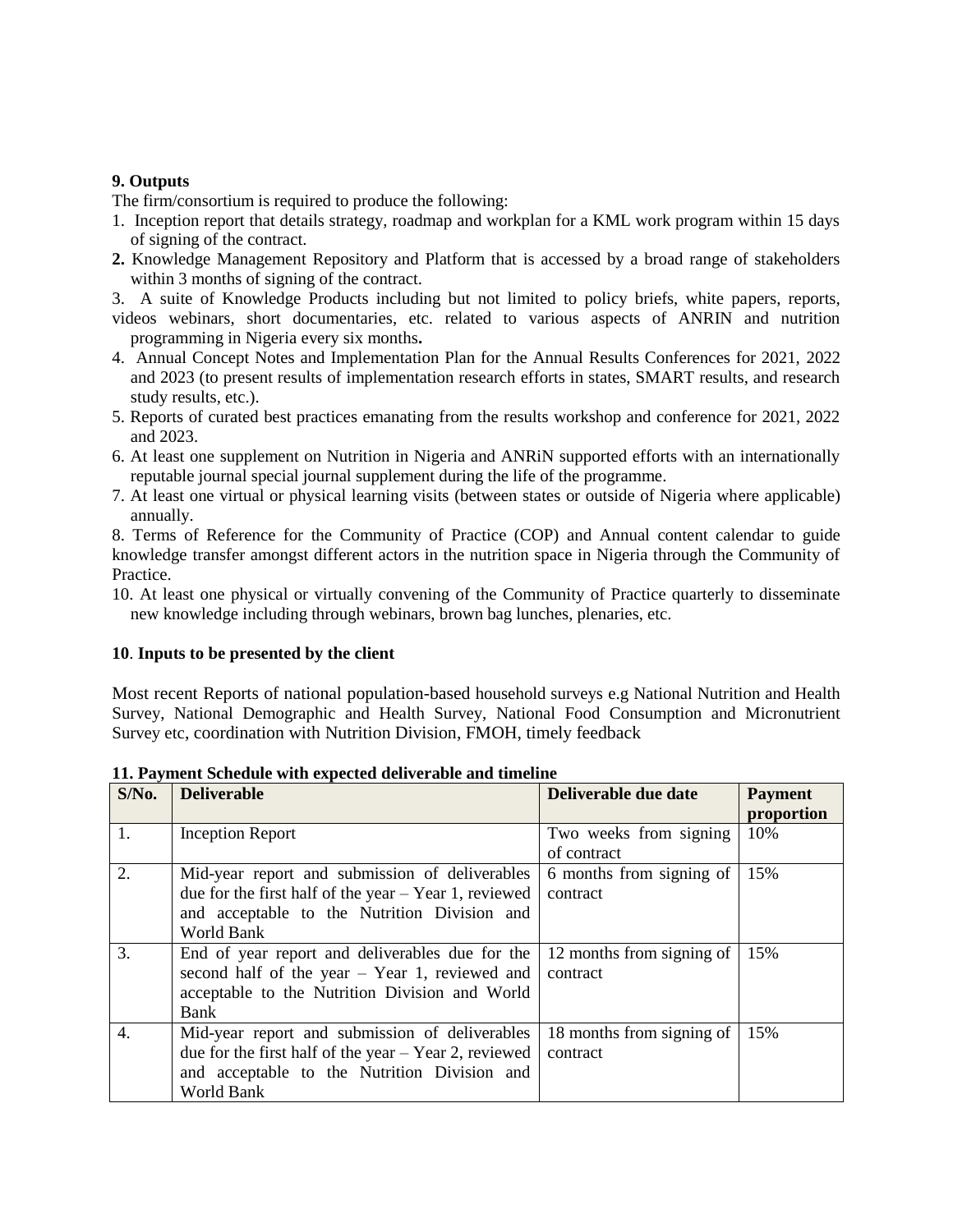**9. Outputs**

The firm/consortium is required to produce the following:

1. Inception report that details strategy, roadmap and workplan for a KML work program within 15 days of signing of the contract.
2. Knowledge Management Repository and Platform that is accessed by a broad range of stakeholders within 3 months of signing of the contract.
3. A suite of Knowledge Products including but not limited to policy briefs, white papers, reports, videos webinars, short documentaries, etc. related to various aspects of ANRIN and nutrition programming in Nigeria every six months**.**
4. Annual Concept Notes and Implementation Plan for the Annual Results Conferences for 2021, 2022 and 2023 (to present results of implementation research efforts in states, SMART results, and research study results, etc.).
5. Reports of curated best practices emanating from the results workshop and conference for 2021, 2022 and 2023.
6. At least one supplement on Nutrition in Nigeria and ANRiN supported efforts with an internationally reputable journal special journal supplement during the life of the programme.
7. At least one virtual or physical learning visits (between states or outside of Nigeria where applicable) annually.
8. Terms of Reference for the Community of Practice (COP) and Annual content calendar to guide knowledge transfer amongst different actors in the nutrition space in Nigeria through the Community of Practice.

10. At least one physical or virtually convening of the Community of Practice quarterly to disseminate new knowledge including through webinars, brown bag lunches, plenaries, etc.

**10**. **Inputs to be presented by the client**

Most recent Reports of national population-based household surveys e.g National Nutrition and Health Survey, National Demographic and Health Survey, National Food Consumption and Micronutrient Survey etc, coordination with Nutrition Division, FMOH, timely feedback

**11. Payment Schedule with expected deliverable and timeline**

| S/No. | Deliverable | Deliverable due date | Payment proportion |
|---|---|---|---|
| 1. | Inception Report | Two weeks from signing of contract | 10% |
| 2. | Mid-year report and submission of deliverables due for the first half of the year – Year 1, reviewed and acceptable to the Nutrition Division and World Bank | 6 months from signing of contract | 15% |
| 3. | End of year report and deliverables due for the second half of the year – Year 1, reviewed and acceptable to the Nutrition Division and World Bank | 12 months from signing of contract | 15% |
| 4. | Mid-year report and submission of deliverables due for the first half of the year – Year 2, reviewed and acceptable to the Nutrition Division and World Bank | 18 months from signing of contract | 15% |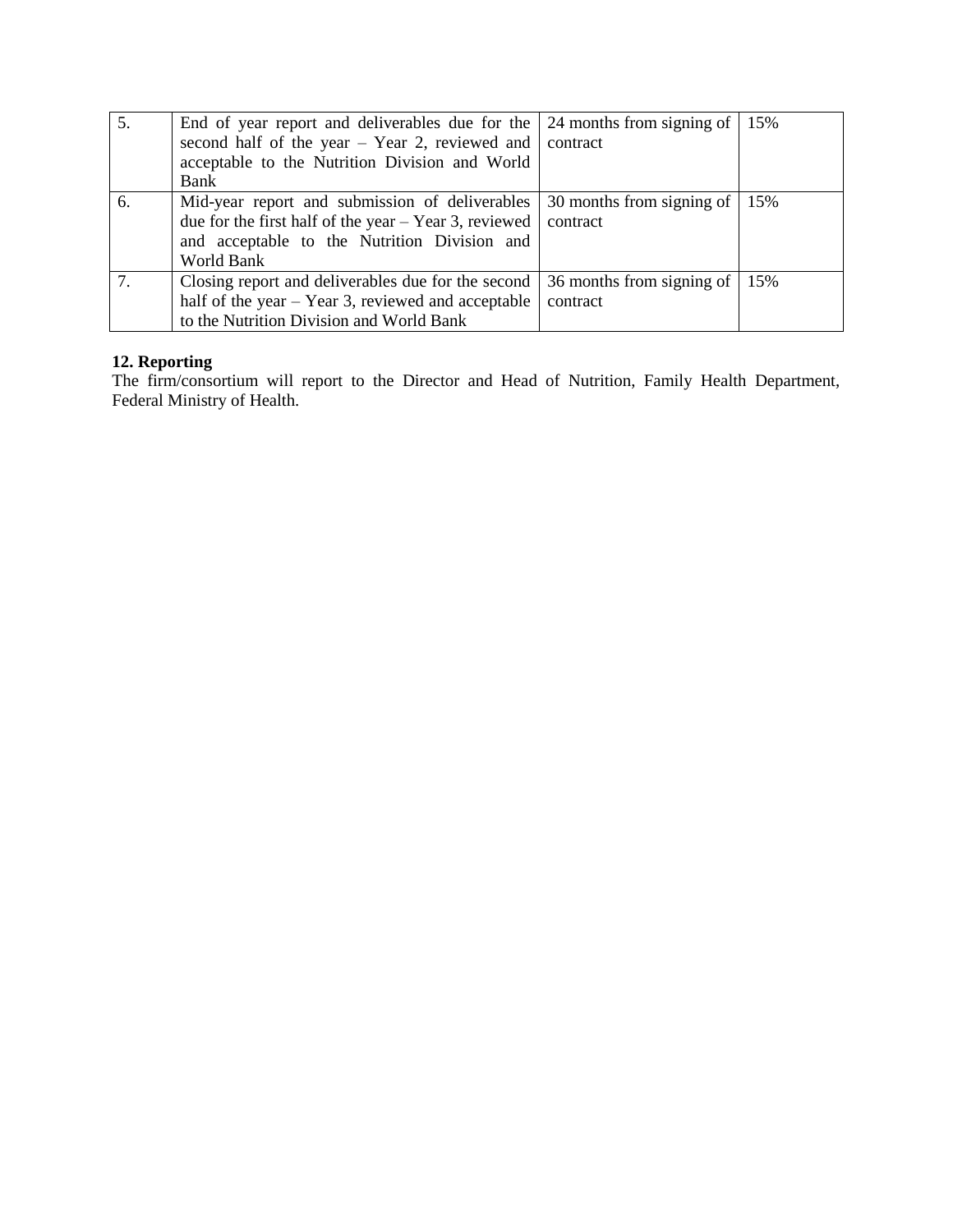| | | | |
|---|---|---|---|
| 5. | End of year report and deliverables due for the second half of the year – Year 2, reviewed and acceptable to the Nutrition Division and World Bank | 24 months from signing of contract | 15% |
| 6. | Mid-year report and submission of deliverables due for the first half of the year – Year 3, reviewed and acceptable to the Nutrition Division and World Bank | 30 months from signing of contract | 15% |
| 7. | Closing report and deliverables due for the second half of the year – Year 3, reviewed and acceptable to the Nutrition Division and World Bank | 36 months from signing of contract | 15% |

**12. Reporting**

The firm/consortium will report to the Director and Head of Nutrition, Family Health Department, Federal Ministry of Health.